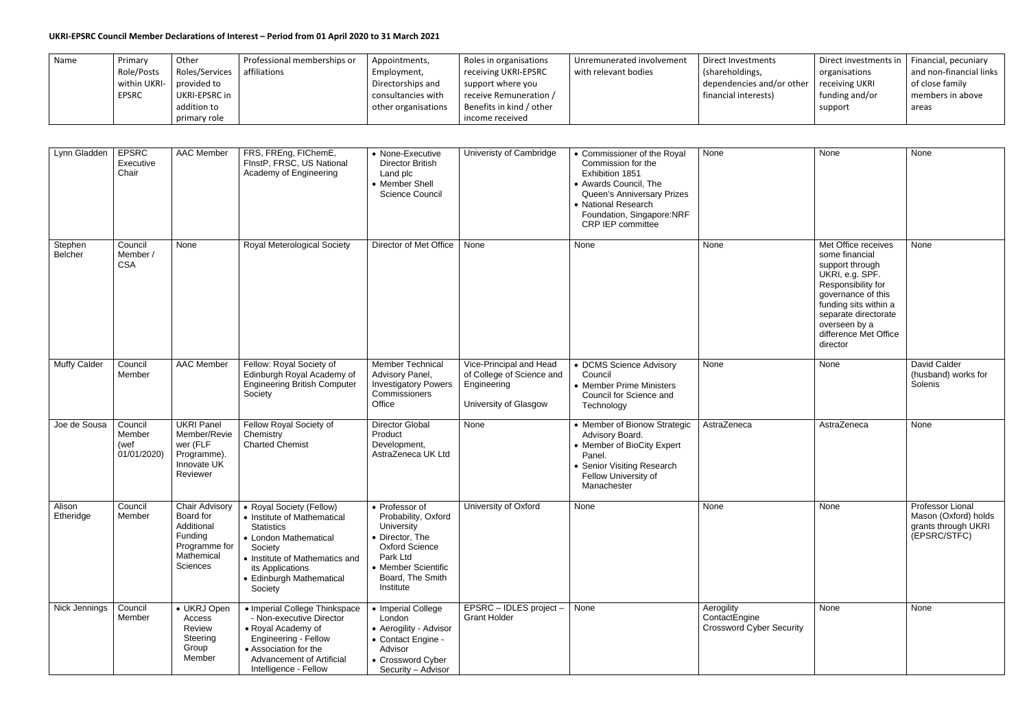**UKRI-EPSRC Council Member Declarations of Interest – Period from 01 April 2020 to 31 March 2021**

| Name | Primary Role/Posts within UKRI-EPSRC | Other Roles/Services provided to UKRI-EPSRC in addition to primary role | Professional memberships or affiliations | Appointments, Employment, Directorships and consultancies with other organisations | Roles in organisations receiving UKRI-EPSRC support where you receive Remuneration / Benefits in kind / other income received | Unremunerated involvement with relevant bodies | Direct Investments (shareholdings, dependencies and/or other financial interests) | Direct investments in organisations receiving UKRI funding and/or support | Financial, pecuniary and non-financial links of close family members in above areas |
|---|---|---|---|---|---|---|---|---|---|
| Lynn Gladden | EPSRC Executive Chair | AAC Member | FRS, FREng, FIChemE, FInstP, FRSC, US National Academy of Engineering | • None-Executive Director British Land plc<br>• Member Shell Science Council | Univeristy of Cambridge | • Commissioner of the Royal Commission for the Exhibition 1851<br>• Awards Council, The Queen's Anniversary Prizes<br>• National Research Foundation, Singapore:NRF CRP IEP committee | None | None | None |
| Stephen Belcher | Council Member / CSA | None | Royal Meterological Society | Director of Met Office | None | None | None | Met Office receives some financial support through UKRI, e.g. SPF. Responsibility for governance of this funding sits within a separate directorate overseen by a difference Met Office director | None |
| Muffy Calder | Council Member | AAC Member | Fellow: Royal Society of Edinburgh Royal Academy of Engineering British Computer Society | Member Technical Advisory Panel, Investigatory Powers Commissioners Office | Vice-Principal and Head of College of Science and Engineering<br><br>University of Glasgow | • DCMS Science Advisory Council<br>• Member Prime Ministers Council for Science and Technology | None | None | David Calder (husband) works for Solenis |
| Joe de Sousa | Council Member (wef 01/01/2020) | UKRI Panel Member/Reviewer (FLF Programme). Innovate UK Reviewer | Fellow Royal Society of Chemistry<br>Charted Chemist | Director Global Product Development, AstraZeneca UK Ltd | None | • Member of Bionow Strategic Advisory Board.<br>• Member of BioCity Expert Panel.<br>• Senior Visiting Research Fellow University of Manachester | AstraZeneca | AstraZeneca | None |
| Alison Etheridge | Council Member | Chair Advisory Board for Additional Funding Programme for Mathemical Sciences | • Royal Society (Fellow)<br>• Institute of Mathematical Statistics<br>• London Mathematical Society<br>• Institute of Mathematics and its Applications<br>• Edinburgh Mathematical Society | • Professor of Probability, Oxford University<br>• Director, The Oxford Science Park Ltd<br>• Member Scientific Board, The Smith Institute | University of Oxford | None | None | None | Professor Lional Mason (Oxford) holds grants through UKRI (EPSRC/STFC) |
| Nick Jennings | Council Member | • UKRJ Open Access Review Steering Group Member | • Imperial College Thinkspace - Non-executive Director<br>• Royal Academy of Engineering - Fellow<br>• Association for the Advancement of Artificial Intelligence - Fellow | • Imperial College London<br>• Aerogility - Advisor<br>• Contact Engine - Advisor<br>• Crossword Cyber Security – Advisor | EPSRC – IDLES project – Grant Holder | None | Aerogility<br>ContactEngine<br>Crossword Cyber Security | None | None |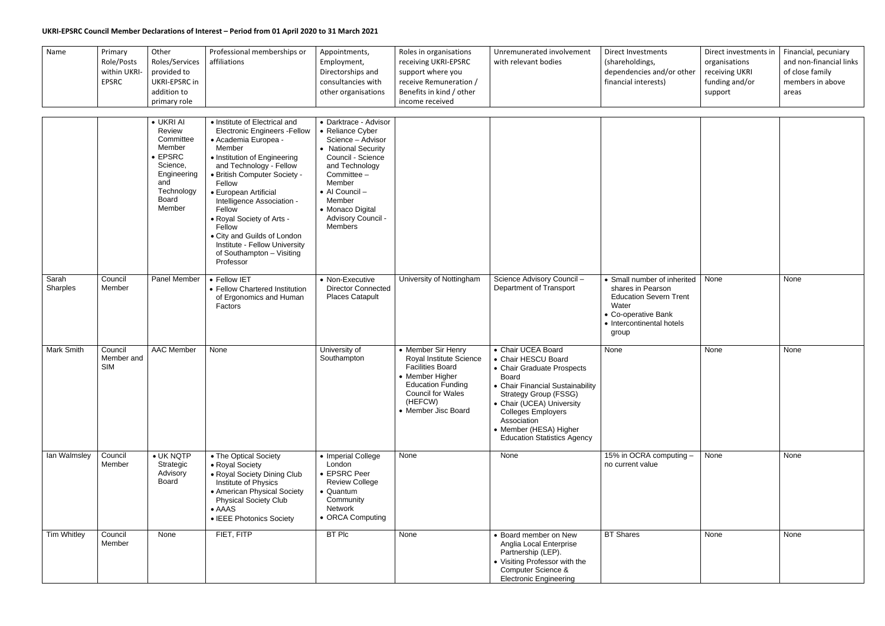**UKRI-EPSRC Council Member Declarations of Interest – Period from 01 April 2020 to 31 March 2021**

| Name | Primary Role/Posts within UKRI-EPSRC | Other Roles/Services provided to UKRI-EPSRC in addition to primary role | Professional memberships or affiliations | Appointments, Employment, Directorships and consultancies with other organisations | Roles in organisations receiving UKRI-EPSRC support where you receive Remuneration / Benefits in kind / other income received | Unremunerated involvement with relevant bodies | Direct Investments (shareholdings, dependencies and/or other financial interests) | Direct investments in organisations receiving UKRI funding and/or support | Financial, pecuniary and non-financial links of close family members in above areas |
|---|---|---|---|---|---|---|---|---|---|
| | | • UKRI AI Review Committee Member<br>• EPSRC Science, Engineering and Technology Board Member | • Institute of Electrical and Electronic Engineers -Fellow<br>• Academia Europea - Member<br>• Institution of Engineering and Technology - Fellow<br>• British Computer Society - Fellow<br>• European Artificial Intelligence Association - Fellow<br>• Royal Society of Arts - Fellow<br>• City and Guilds of London Institute - Fellow University of Southampton – Visiting Professor | • Darktrace - Advisor<br>• Reliance Cyber Science – Advisor<br>• National Security Council - Science and Technology Committee – Member<br>• AI Council – Member<br>• Monaco Digital Advisory Council - Members | | | | | |
| Sarah Sharples | Council Member | Panel Member | • Fellow IET<br>• Fellow Chartered Institution of Ergonomics and Human Factors | • Non-Executive Director Connected Places Catapult | University of Nottingham | Science Advisory Council – Department of Transport | • Small number of inherited shares in Pearson Education Severn Trent Water<br>• Co-operative Bank<br>• Intercontinental hotels group | None | None |
| Mark Smith | Council Member and SIM | AAC Member | None | University of Southampton | • Member Sir Henry Royal Institute Science Facilities Board<br>• Member Higher Education Funding Council for Wales (HEFCW)<br>• Member Jisc Board | • Chair UCEA Board<br>• Chair HESCU Board<br>• Chair Graduate Prospects Board<br>• Chair Financial Sustainability Strategy Group (FSSG)<br>• Chair (UCEA) University Colleges Employers Association<br>• Member (HESA) Higher Education Statistics Agency | None | None | None |
| Ian Walmsley | Council Member | • UK NQTP Strategic Advisory Board | • The Optical Society<br>• Royal Society<br>• Royal Society Dining Club Institute of Physics<br>• American Physical Society Physical Society Club<br>• AAAS<br>• IEEE Photonics Society | • Imperial College London<br>• EPSRC Peer Review College<br>• Quantum Community Network<br>• ORCA Computing | None | None | 15% in OCRA computing – no current value | None | None |
| Tim Whitley | Council Member | None | FIET, FITP | BT Plc | None | • Board member on New Anglia Local Enterprise Partnership (LEP).<br>• Visiting Professor with the Computer Science & Electronic Engineering | BT Shares | None | None |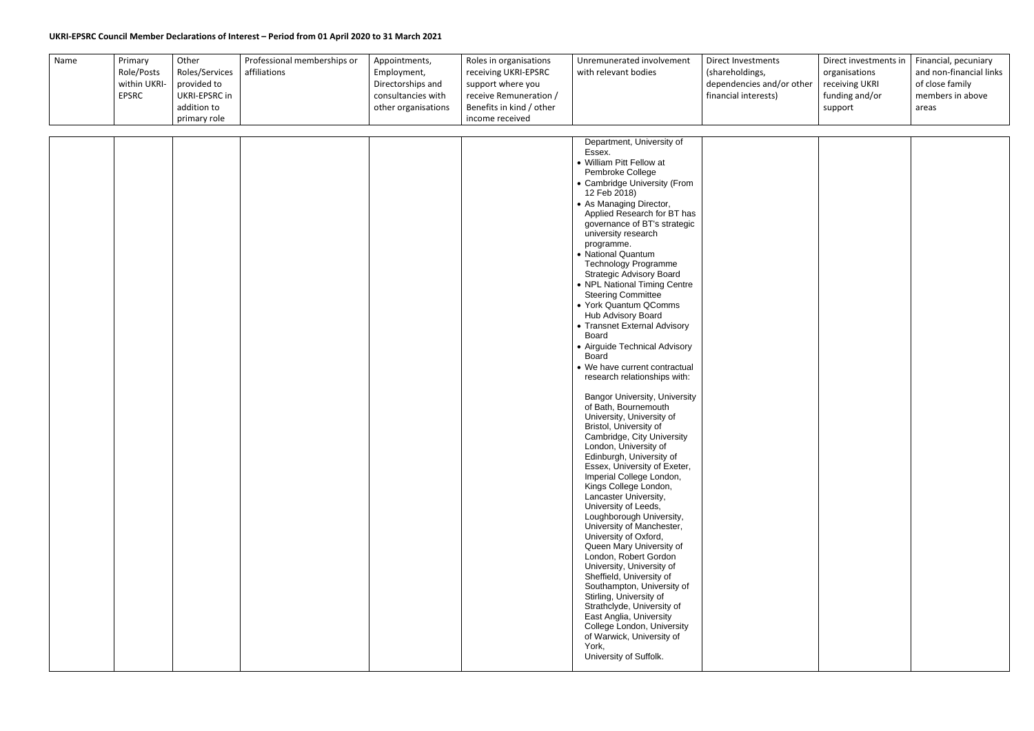**UKRI-EPSRC Council Member Declarations of Interest – Period from 01 April 2020 to 31 March 2021**

| Name | Primary Role/Posts within UKRI-EPSRC | Other Roles/Services provided to UKRI-EPSRC in addition to primary role | Professional memberships or affiliations | Appointments, Employment, Directorships and consultancies with other organisations | Roles in organisations receiving UKRI-EPSRC support where you receive Remuneration / Benefits in kind / other income received | Unremunerated involvement with relevant bodies | Direct Investments (shareholdings, dependencies and/or other financial interests) | Direct investments in organisations receiving UKRI funding and/or support | Financial, pecuniary and non-financial links of close family members in above areas |
|---|---|---|---|---|---|---|---|---|---|
| | | | | | | Department, University of Essex.<br>• William Pitt Fellow at Pembroke College<br>• Cambridge University (From 12 Feb 2018)<br>• As Managing Director, Applied Research for BT has governance of BT's strategic university research programme.<br>• National Quantum Technology Programme Strategic Advisory Board<br>• NPL National Timing Centre Steering Committee<br>• York Quantum QComms Hub Advisory Board<br>• Transnet External Advisory Board<br>• Airguide Technical Advisory Board<br>• We have current contractual research relationships with:<br><br>Bangor University, University of Bath, Bournemouth University, University of Bristol, University of Cambridge, City University London, University of Edinburgh, University of Essex, University of Exeter, Imperial College London, Kings College London, Lancaster University, University of Leeds, Loughborough University, University of Manchester, University of Oxford, Queen Mary University of London, Robert Gordon University, University of Sheffield, University of Southampton, University of Stirling, University of Strathclyde, University of East Anglia, University College London, University of Warwick, University of York, University of Suffolk. | | | |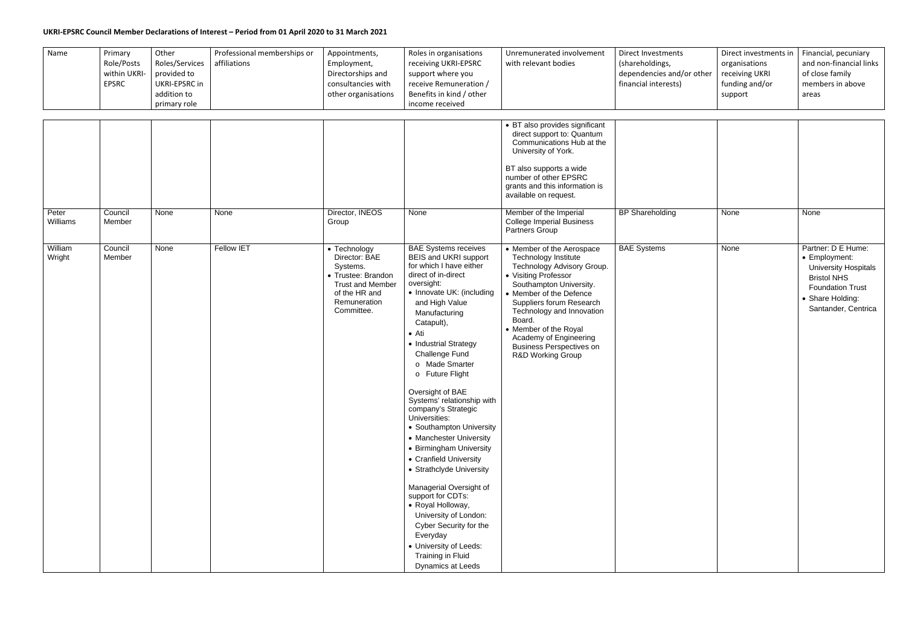**UKRI-EPSRC Council Member Declarations of Interest – Period from 01 April 2020 to 31 March 2021**

| Name | Primary Role/Posts within UKRI-EPSRC | Other Roles/Services provided to UKRI-EPSRC in addition to primary role | Professional memberships or affiliations | Appointments, Employment, Directorships and consultancies with other organisations | Roles in organisations receiving UKRI-EPSRC support where you receive Remuneration / Benefits in kind / other income received | Unremunerated involvement with relevant bodies | Direct Investments (shareholdings, dependencies and/or other financial interests) | Direct investments in organisations receiving UKRI funding and/or support | Financial, pecuniary and non-financial links of close family members in above areas |
|---|---|---|---|---|---|---|---|---|---|
| | | | | | | • BT also provides significant direct support to: Quantum Communications Hub at the University of York.<br><br>BT also supports a wide number of other EPSRC grants and this information is available on request. | | | |
| Peter Williams | Council Member | None | None | Director, INEOS Group | None | Member of the Imperial College Imperial Business Partners Group | BP Shareholding | None | None |
| William Wright | Council Member | None | Fellow IET | • Technology Director: BAE Systems.<br>• Trustee: Brandon Trust and Member of the HR and Remuneration Committee. | BAE Systems receives BEIS and UKRI support for which I have either direct of in-direct oversight:<br>• Innovate UK: (including and High Value Manufacturing Catapult),<br>• Ati<br>• Industrial Strategy Challenge Fund<br>o Made Smarter<br>o Future Flight<br><br>Oversight of BAE Systems' relationship with company's Strategic Universities:<br>• Southampton University<br>• Manchester University<br>• Birmingham University<br>• Cranfield University<br>• Strathclyde University<br><br>Managerial Oversight of support for CDTs:<br>• Royal Holloway, University of London: Cyber Security for the Everyday<br>• University of Leeds: Training in Fluid Dynamics at Leeds | • Member of the Aerospace Technology Institute Technology Advisory Group.<br>• Visiting Professor Southampton University.<br>• Member of the Defence Suppliers forum Research Technology and Innovation Board.<br>• Member of the Royal Academy of Engineering Business Perspectives on R&D Working Group | BAE Systems | None | Partner: D E Hume:<br>• Employment: University Hospitals Bristol NHS Foundation Trust<br>• Share Holding: Santander, Centrica |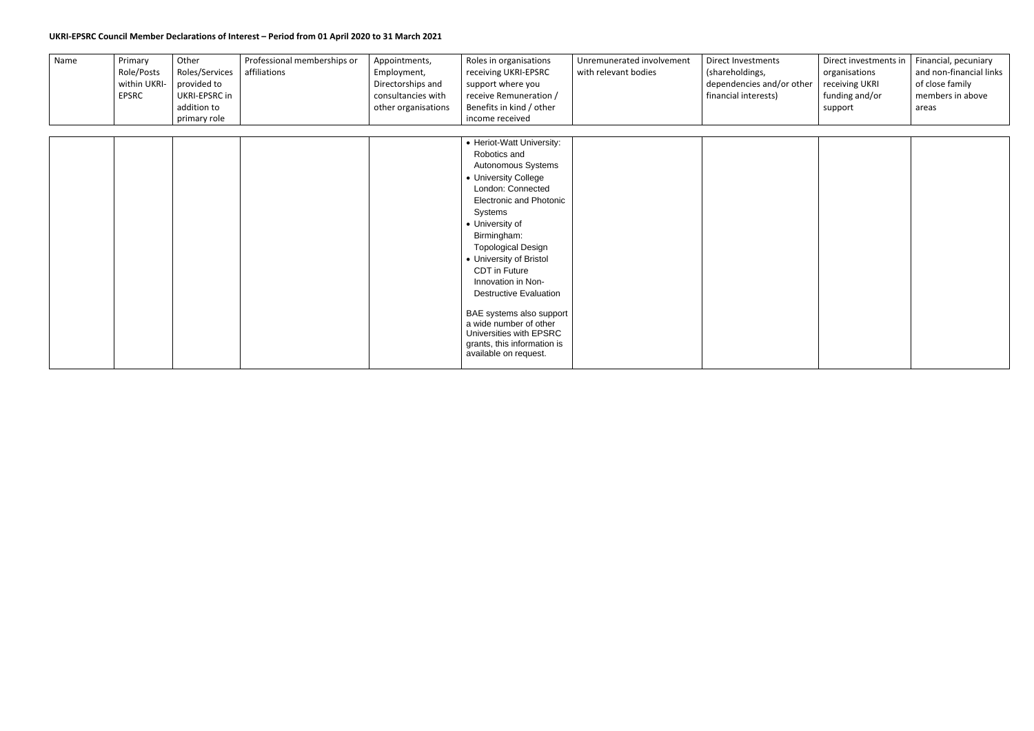**UKRI-EPSRC Council Member Declarations of Interest – Period from 01 April 2020 to 31 March 2021**

| Name | Primary Role/Posts within UKRI-EPSRC | Other Roles/Services provided to UKRI-EPSRC in addition to primary role | Professional memberships or affiliations | Appointments, Employment, Directorships and consultancies with other organisations | Roles in organisations receiving UKRI-EPSRC support where you receive Remuneration / Benefits in kind / other income received | Unremunerated involvement with relevant bodies | Direct Investments (shareholdings, dependencies and/or other financial interests) | Direct investments in organisations receiving UKRI funding and/or support | Financial, pecuniary and non-financial links of close family members in above areas |
|---|---|---|---|---|---|---|---|---|---|
| | | | | | • Heriot-Watt University: Robotics and Autonomous Systems<br>• University College London: Connected Electronic and Photonic Systems<br>• University of Birmingham: Topological Design<br>• University of Bristol CDT in Future Innovation in Non-Destructive Evaluation<br><br>BAE systems also support a wide number of other Universities with EPSRC grants, this information is available on request. | | | | |